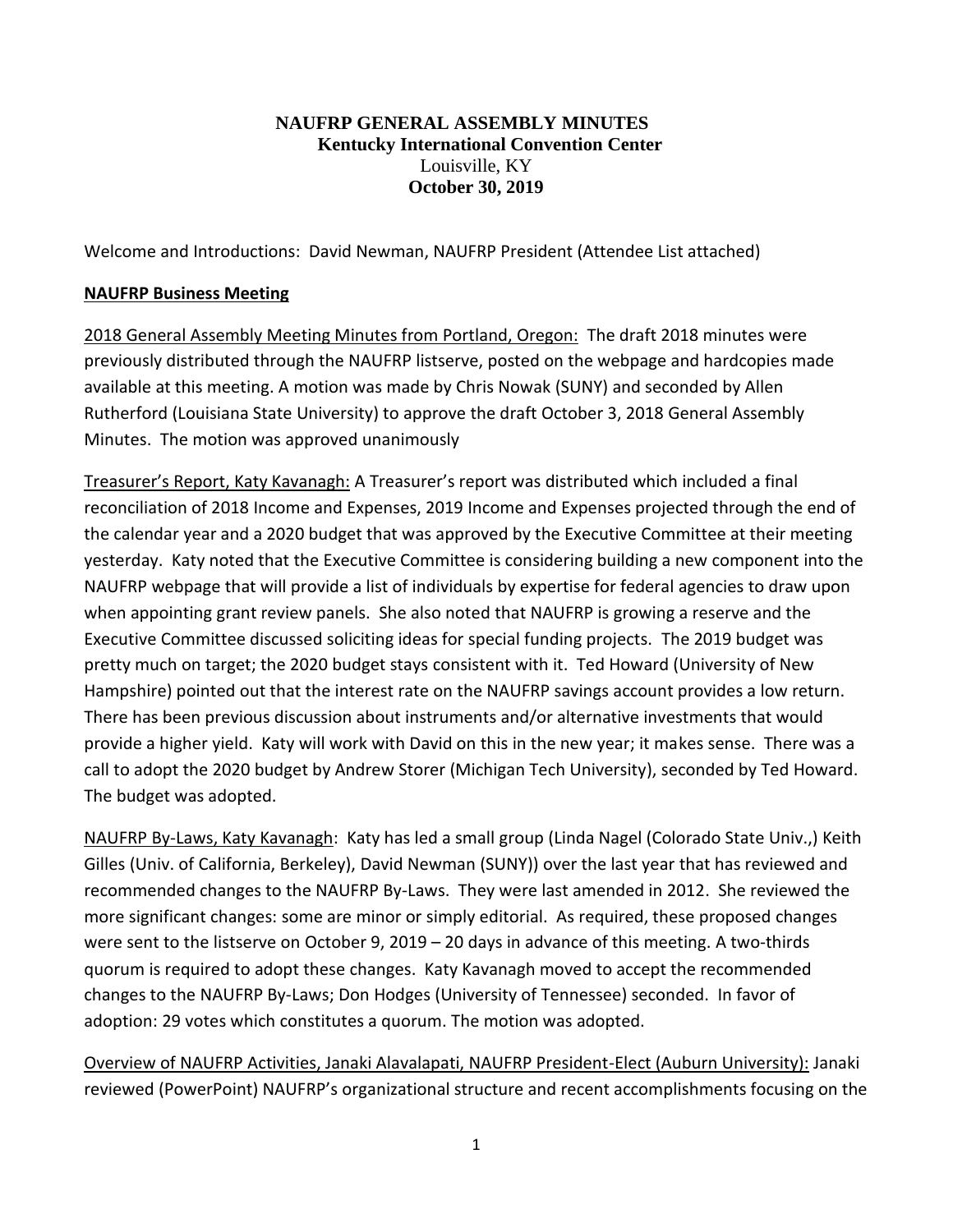# NAUFRP GENERAL ASSEMBLY MINUTES

**Kentucky International Convention Center**

Louisville, KY

**October 30, 2019**

Welcome and Introductions: David Newman, NAUFRP President (Attendee List attached)

## NAUFRP Business Meeting

2018 General Assembly Meeting Minutes from Portland, Oregon: The draft 2018 minutes were previously distributed through the NAUFRP listserve, posted on the webpage and hardcopies made available at this meeting. A motion was made by Chris Nowak (SUNY) and seconded by Allen Rutherford (Louisiana State University) to approve the draft October 3, 2018 General Assembly Minutes. The motion was approved unanimously

Treasurer's Report, Katy Kavanagh: A Treasurer's report was distributed which included a final reconciliation of 2018 Income and Expenses, 2019 Income and Expenses projected through the end of the calendar year and a 2020 budget that was approved by the Executive Committee at their meeting yesterday. Katy noted that the Executive Committee is considering building a new component into the NAUFRP webpage that will provide a list of individuals by expertise for federal agencies to draw upon when appointing grant review panels. She also noted that NAUFRP is growing a reserve and the Executive Committee discussed soliciting ideas for special funding projects. The 2019 budget was pretty much on target; the 2020 budget stays consistent with it. Ted Howard (University of New Hampshire) pointed out that the interest rate on the NAUFRP savings account provides a low return. There has been previous discussion about instruments and/or alternative investments that would provide a higher yield. Katy will work with David on this in the new year; it makes sense. There was a call to adopt the 2020 budget by Andrew Storer (Michigan Tech University), seconded by Ted Howard. The budget was adopted.

NAUFRP By-Laws, Katy Kavanagh: Katy has led a small group (Linda Nagel (Colorado State Univ.,) Keith Gilles (Univ. of California, Berkeley), David Newman (SUNY)) over the last year that has reviewed and recommended changes to the NAUFRP By-Laws. They were last amended in 2012. She reviewed the more significant changes: some are minor or simply editorial. As required, these proposed changes were sent to the listserve on October 9, 2019 – 20 days in advance of this meeting. A two-thirds quorum is required to adopt these changes. Katy Kavanagh moved to accept the recommended changes to the NAUFRP By-Laws; Don Hodges (University of Tennessee) seconded. In favor of adoption: 29 votes which constitutes a quorum. The motion was adopted.

Overview of NAUFRP Activities, Janaki Alavalapati, NAUFRP President-Elect (Auburn University): Janaki reviewed (PowerPoint) NAUFRP's organizational structure and recent accomplishments focusing on the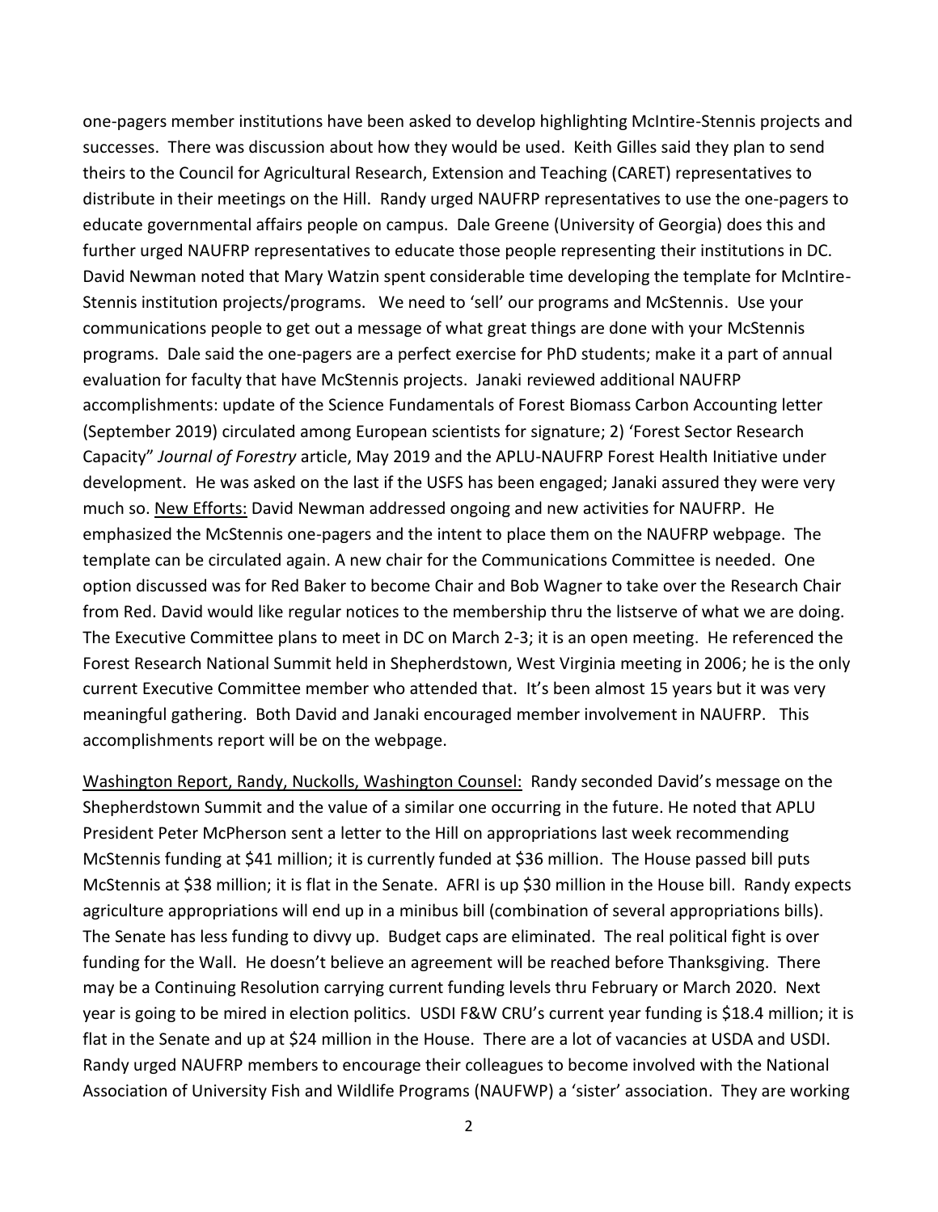one-pagers member institutions have been asked to develop highlighting McIntire-Stennis projects and successes. There was discussion about how they would be used. Keith Gilles said they plan to send theirs to the Council for Agricultural Research, Extension and Teaching (CARET) representatives to distribute in their meetings on the Hill. Randy urged NAUFRP representatives to use the one-pagers to educate governmental affairs people on campus. Dale Greene (University of Georgia) does this and further urged NAUFRP representatives to educate those people representing their institutions in DC. David Newman noted that Mary Watzin spent considerable time developing the template for McIntire-Stennis institution projects/programs. We need to 'sell' our programs and McStennis. Use your communications people to get out a message of what great things are done with your McStennis programs. Dale said the one-pagers are a perfect exercise for PhD students; make it a part of annual evaluation for faculty that have McStennis projects. Janaki reviewed additional NAUFRP accomplishments: update of the Science Fundamentals of Forest Biomass Carbon Accounting letter (September 2019) circulated among European scientists for signature; 2) 'Forest Sector Research Capacity" *Journal of Forestry* article, May 2019 and the APLU-NAUFRP Forest Health Initiative under development. He was asked on the last if the USFS has been engaged; Janaki assured they were very much so. <u>New Efforts:</u> David Newman addressed ongoing and new activities for NAUFRP. He emphasized the McStennis one-pagers and the intent to place them on the NAUFRP webpage. The template can be circulated again. A new chair for the Communications Committee is needed. One option discussed was for Red Baker to become Chair and Bob Wagner to take over the Research Chair from Red. David would like regular notices to the membership thru the listserve of what we are doing. The Executive Committee plans to meet in DC on March 2-3; it is an open meeting. He referenced the Forest Research National Summit held in Shepherdstown, West Virginia meeting in 2006; he is the only current Executive Committee member who attended that. It's been almost 15 years but it was very meaningful gathering. Both David and Janaki encouraged member involvement in NAUFRP. This accomplishments report will be on the webpage.

<u>Washington Report, Randy, Nuckolls, Washington Counsel:</u> Randy seconded David's message on the Shepherdstown Summit and the value of a similar one occurring in the future. He noted that APLU President Peter McPherson sent a letter to the Hill on appropriations last week recommending McStennis funding at $41 million; it is currently funded at $36 million. The House passed bill puts McStennis at $38 million; it is flat in the Senate. AFRI is up $30 million in the House bill. Randy expects agriculture appropriations will end up in a minibus bill (combination of several appropriations bills). The Senate has less funding to divvy up. Budget caps are eliminated. The real political fight is over funding for the Wall. He doesn't believe an agreement will be reached before Thanksgiving. There may be a Continuing Resolution carrying current funding levels thru February or March 2020. Next year is going to be mired in election politics. USDI F&W CRU's current year funding is $18.4 million; it is flat in the Senate and up at $24 million in the House. There are a lot of vacancies at USDA and USDI. Randy urged NAUFRP members to encourage their colleagues to become involved with the National Association of University Fish and Wildlife Programs (NAUFWP) a 'sister' association. They are working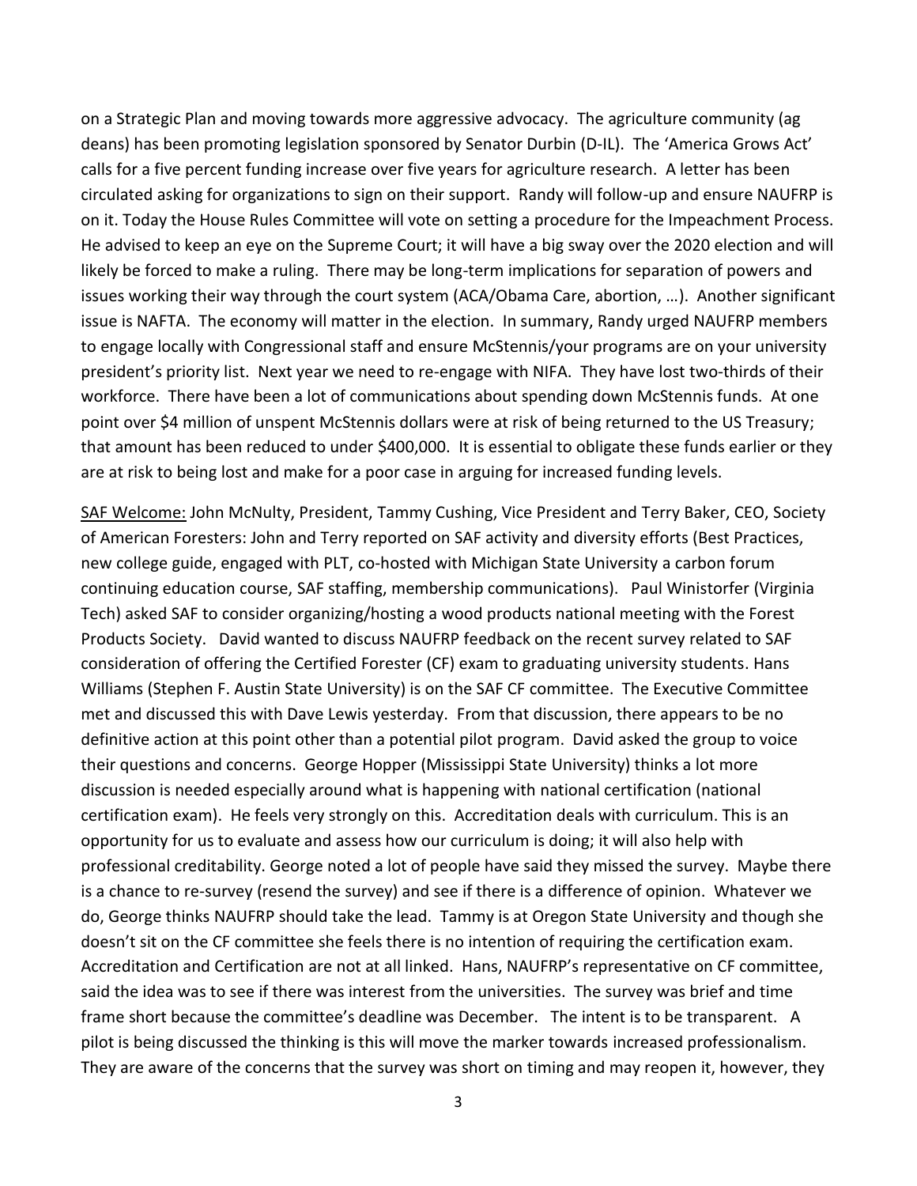on a Strategic Plan and moving towards more aggressive advocacy. The agriculture community (ag deans) has been promoting legislation sponsored by Senator Durbin (D-IL). The 'America Grows Act' calls for a five percent funding increase over five years for agriculture research. A letter has been circulated asking for organizations to sign on their support. Randy will follow-up and ensure NAUFRP is on it. Today the House Rules Committee will vote on setting a procedure for the Impeachment Process. He advised to keep an eye on the Supreme Court; it will have a big sway over the 2020 election and will likely be forced to make a ruling. There may be long-term implications for separation of powers and issues working their way through the court system (ACA/Obama Care, abortion, …). Another significant issue is NAFTA. The economy will matter in the election. In summary, Randy urged NAUFRP members to engage locally with Congressional staff and ensure McStennis/your programs are on your university president's priority list. Next year we need to re-engage with NIFA. They have lost two-thirds of their workforce. There have been a lot of communications about spending down McStennis funds. At one point over $4 million of unspent McStennis dollars were at risk of being returned to the US Treasury; that amount has been reduced to under $400,000. It is essential to obligate these funds earlier or they are at risk to being lost and make for a poor case in arguing for increased funding levels.

<u>SAF Welcome:</u> John McNulty, President, Tammy Cushing, Vice President and Terry Baker, CEO, Society of American Foresters: John and Terry reported on SAF activity and diversity efforts (Best Practices, new college guide, engaged with PLT, co-hosted with Michigan State University a carbon forum continuing education course, SAF staffing, membership communications). Paul Winistorfer (Virginia Tech) asked SAF to consider organizing/hosting a wood products national meeting with the Forest Products Society. David wanted to discuss NAUFRP feedback on the recent survey related to SAF consideration of offering the Certified Forester (CF) exam to graduating university students. Hans Williams (Stephen F. Austin State University) is on the SAF CF committee. The Executive Committee met and discussed this with Dave Lewis yesterday. From that discussion, there appears to be no definitive action at this point other than a potential pilot program. David asked the group to voice their questions and concerns. George Hopper (Mississippi State University) thinks a lot more discussion is needed especially around what is happening with national certification (national certification exam). He feels very strongly on this. Accreditation deals with curriculum. This is an opportunity for us to evaluate and assess how our curriculum is doing; it will also help with professional creditability. George noted a lot of people have said they missed the survey. Maybe there is a chance to re-survey (resend the survey) and see if there is a difference of opinion. Whatever we do, George thinks NAUFRP should take the lead. Tammy is at Oregon State University and though she doesn't sit on the CF committee she feels there is no intention of requiring the certification exam. Accreditation and Certification are not at all linked. Hans, NAUFRP's representative on CF committee, said the idea was to see if there was interest from the universities. The survey was brief and time frame short because the committee's deadline was December. The intent is to be transparent. A pilot is being discussed the thinking is this will move the marker towards increased professionalism. They are aware of the concerns that the survey was short on timing and may reopen it, however, they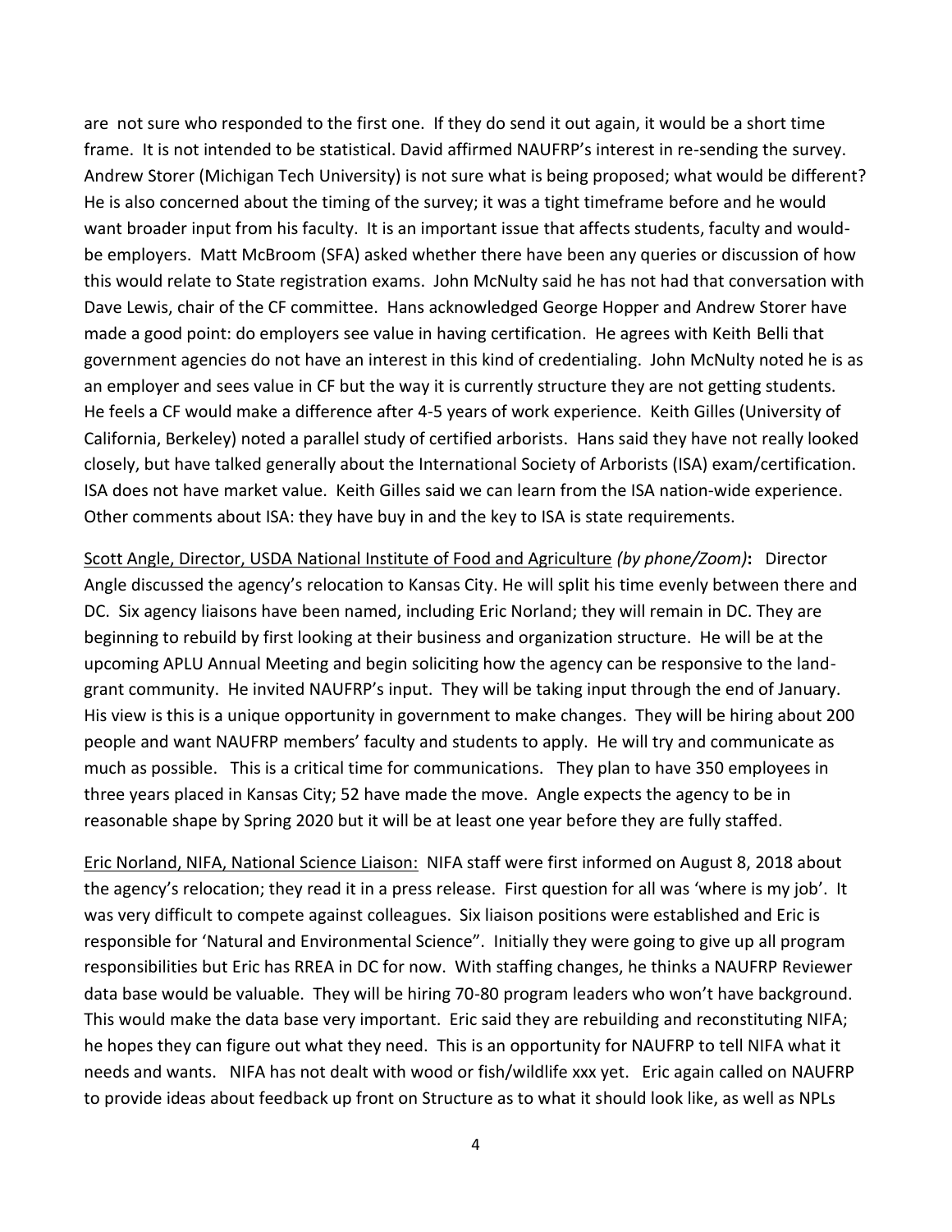are  not sure who responded to the first one.  If they do send it out again, it would be a short time frame.  It is not intended to be statistical. David affirmed NAUFRP's interest in re-sending the survey.  Andrew Storer (Michigan Tech University) is not sure what is being proposed; what would be different?  He is also concerned about the timing of the survey; it was a tight timeframe before and he would want broader input from his faculty.  It is an important issue that affects students, faculty and would-be employers.  Matt McBroom (SFA) asked whether there have been any queries or discussion of how this would relate to State registration exams.  John McNulty said he has not had that conversation with Dave Lewis, chair of the CF committee.  Hans acknowledged George Hopper and Andrew Storer have made a good point: do employers see value in having certification.  He agrees with Keith Belli that government agencies do not have an interest in this kind of credentialing.  John McNulty noted he is as an employer and sees value in CF but the way it is currently structure they are not getting students.  He feels a CF would make a difference after 4-5 years of work experience.  Keith Gilles (University of California, Berkeley) noted a parallel study of certified arborists.  Hans said they have not really looked closely, but have talked generally about the International Society of Arborists (ISA) exam/certification.  ISA does not have market value.  Keith Gilles said we can learn from the ISA nation-wide experience.  Other comments about ISA: they have buy in and the key to ISA is state requirements.

<u>Scott Angle, Director, USDA National Institute of Food and Agriculture</u> *(by phone/Zoom)*:  Director Angle discussed the agency's relocation to Kansas City. He will split his time evenly between there and DC.  Six agency liaisons have been named, including Eric Norland; they will remain in DC. They are beginning to rebuild by first looking at their business and organization structure.  He will be at the upcoming APLU Annual Meeting and begin soliciting how the agency can be responsive to the land-grant community.  He invited NAUFRP's input.  They will be taking input through the end of January.  His view is this is a unique opportunity in government to make changes.  They will be hiring about 200 people and want NAUFRP members' faculty and students to apply.  He will try and communicate as much as possible.   This is a critical time for communications.   They plan to have 350 employees in three years placed in Kansas City; 52 have made the move.  Angle expects the agency to be in reasonable shape by Spring 2020 but it will be at least one year before they are fully staffed.

<u>Eric Norland, NIFA, National Science Liaison:</u>  NIFA staff were first informed on August 8, 2018 about the agency's relocation; they read it in a press release.  First question for all was 'where is my job'.  It was very difficult to compete against colleagues.  Six liaison positions were established and Eric is responsible for 'Natural and Environmental Science".  Initially they were going to give up all program responsibilities but Eric has RREA in DC for now.  With staffing changes, he thinks a NAUFRP Reviewer data base would be valuable.  They will be hiring 70-80 program leaders who won't have background.  This would make the data base very important.  Eric said they are rebuilding and reconstituting NIFA; he hopes they can figure out what they need.  This is an opportunity for NAUFRP to tell NIFA what it needs and wants.   NIFA has not dealt with wood or fish/wildlife xxx yet.   Eric again called on NAUFRP to provide ideas about feedback up front on Structure as to what it should look like, as well as NPLs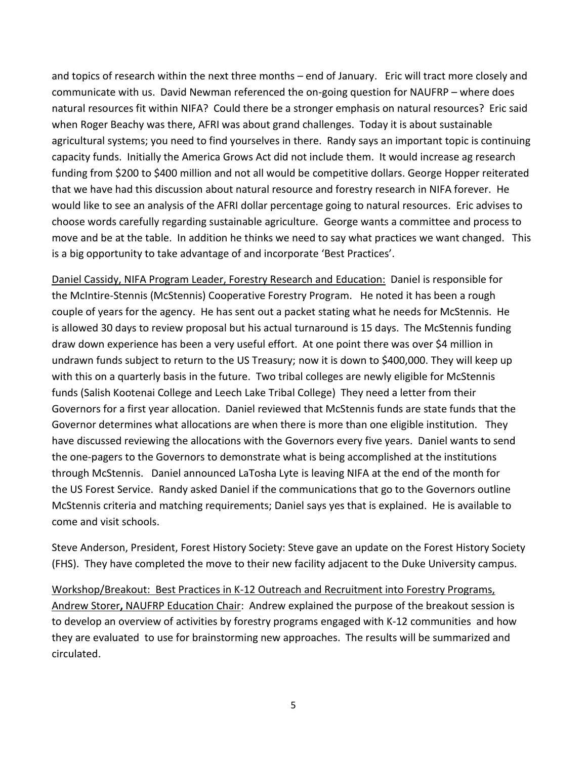and topics of research within the next three months – end of January. Eric will tract more closely and communicate with us. David Newman referenced the on-going question for NAUFRP – where does natural resources fit within NIFA? Could there be a stronger emphasis on natural resources? Eric said when Roger Beachy was there, AFRI was about grand challenges. Today it is about sustainable agricultural systems; you need to find yourselves in there. Randy says an important topic is continuing capacity funds. Initially the America Grows Act did not include them. It would increase ag research funding from $200 to $400 million and not all would be competitive dollars. George Hopper reiterated that we have had this discussion about natural resource and forestry research in NIFA forever. He would like to see an analysis of the AFRI dollar percentage going to natural resources. Eric advises to choose words carefully regarding sustainable agriculture. George wants a committee and process to move and be at the table. In addition he thinks we need to say what practices we want changed. This is a big opportunity to take advantage of and incorporate 'Best Practices'.

<u>Daniel Cassidy, NIFA Program Leader, Forestry Research and Education:</u> Daniel is responsible for the McIntire-Stennis (McStennis) Cooperative Forestry Program. He noted it has been a rough couple of years for the agency. He has sent out a packet stating what he needs for McStennis. He is allowed 30 days to review proposal but his actual turnaround is 15 days. The McStennis funding draw down experience has been a very useful effort. At one point there was over $4 million in undrawn funds subject to return to the US Treasury; now it is down to $400,000. They will keep up with this on a quarterly basis in the future. Two tribal colleges are newly eligible for McStennis funds (Salish Kootenai College and Leech Lake Tribal College) They need a letter from their Governors for a first year allocation. Daniel reviewed that McStennis funds are state funds that the Governor determines what allocations are when there is more than one eligible institution. They have discussed reviewing the allocations with the Governors every five years. Daniel wants to send the one-pagers to the Governors to demonstrate what is being accomplished at the institutions through McStennis. Daniel announced LaTosha Lyte is leaving NIFA at the end of the month for the US Forest Service. Randy asked Daniel if the communications that go to the Governors outline McStennis criteria and matching requirements; Daniel says yes that is explained. He is available to come and visit schools.

Steve Anderson, President, Forest History Society: Steve gave an update on the Forest History Society (FHS). They have completed the move to their new facility adjacent to the Duke University campus.

<u>Workshop/Breakout: Best Practices in K-12 Outreach and Recruitment into Forestry Programs, Andrew Storer, NAUFRP Education Chair</u>: Andrew explained the purpose of the breakout session is to develop an overview of activities by forestry programs engaged with K-12 communities and how they are evaluated to use for brainstorming new approaches. The results will be summarized and circulated.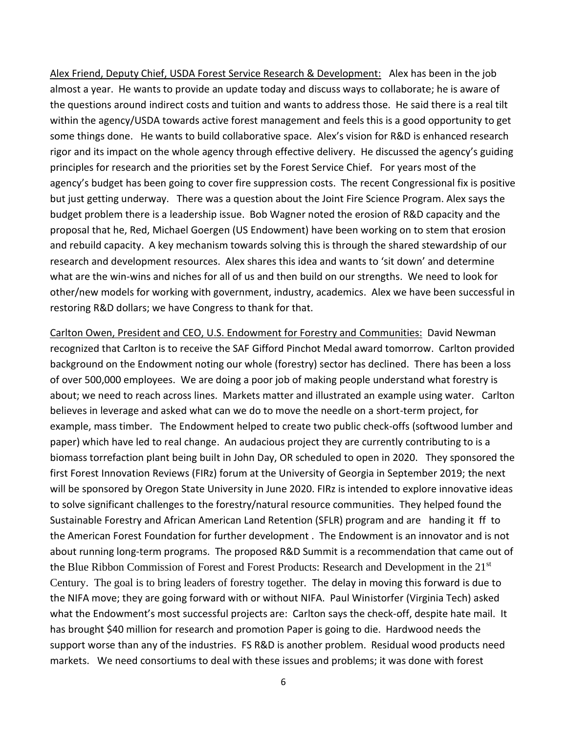<u>Alex Friend, Deputy Chief, USDA Forest Service Research & Development:</u> Alex has been in the job almost a year. He wants to provide an update today and discuss ways to collaborate; he is aware of the questions around indirect costs and tuition and wants to address those. He said there is a real tilt within the agency/USDA towards active forest management and feels this is a good opportunity to get some things done. He wants to build collaborative space. Alex's vision for R&D is enhanced research rigor and its impact on the whole agency through effective delivery. He discussed the agency's guiding principles for research and the priorities set by the Forest Service Chief. For years most of the agency's budget has been going to cover fire suppression costs. The recent Congressional fix is positive but just getting underway. There was a question about the Joint Fire Science Program. Alex says the budget problem there is a leadership issue. Bob Wagner noted the erosion of R&D capacity and the proposal that he, Red, Michael Goergen (US Endowment) have been working on to stem that erosion and rebuild capacity. A key mechanism towards solving this is through the shared stewardship of our research and development resources. Alex shares this idea and wants to 'sit down' and determine what are the win-wins and niches for all of us and then build on our strengths. We need to look for other/new models for working with government, industry, academics. Alex we have been successful in restoring R&D dollars; we have Congress to thank for that.

<u>Carlton Owen, President and CEO, U.S. Endowment for Forestry and Communities:</u> David Newman recognized that Carlton is to receive the SAF Gifford Pinchot Medal award tomorrow. Carlton provided background on the Endowment noting our whole (forestry) sector has declined. There has been a loss of over 500,000 employees. We are doing a poor job of making people understand what forestry is about; we need to reach across lines. Markets matter and illustrated an example using water. Carlton believes in leverage and asked what can we do to move the needle on a short-term project, for example, mass timber. The Endowment helped to create two public check-offs (softwood lumber and paper) which have led to real change. An audacious project they are currently contributing to is a biomass torrefaction plant being built in John Day, OR scheduled to open in 2020. They sponsored the first Forest Innovation Reviews (FIRz) forum at the University of Georgia in September 2019; the next will be sponsored by Oregon State University in June 2020. FIRz is intended to explore innovative ideas to solve significant challenges to the forestry/natural resource communities. They helped found the Sustainable Forestry and African American Land Retention (SFLR) program and are handing it ff to the American Forest Foundation for further development . The Endowment is an innovator and is not about running long-term programs. The proposed R&D Summit is a recommendation that came out of the Blue Ribbon Commission of Forest and Forest Products: Research and Development in the 21st Century. The goal is to bring leaders of forestry together. The delay in moving this forward is due to the NIFA move; they are going forward with or without NIFA. Paul Winistorfer (Virginia Tech) asked what the Endowment's most successful projects are: Carlton says the check-off, despite hate mail. It has brought $40 million for research and promotion Paper is going to die. Hardwood needs the support worse than any of the industries. FS R&D is another problem. Residual wood products need markets. We need consortiums to deal with these issues and problems; it was done with forest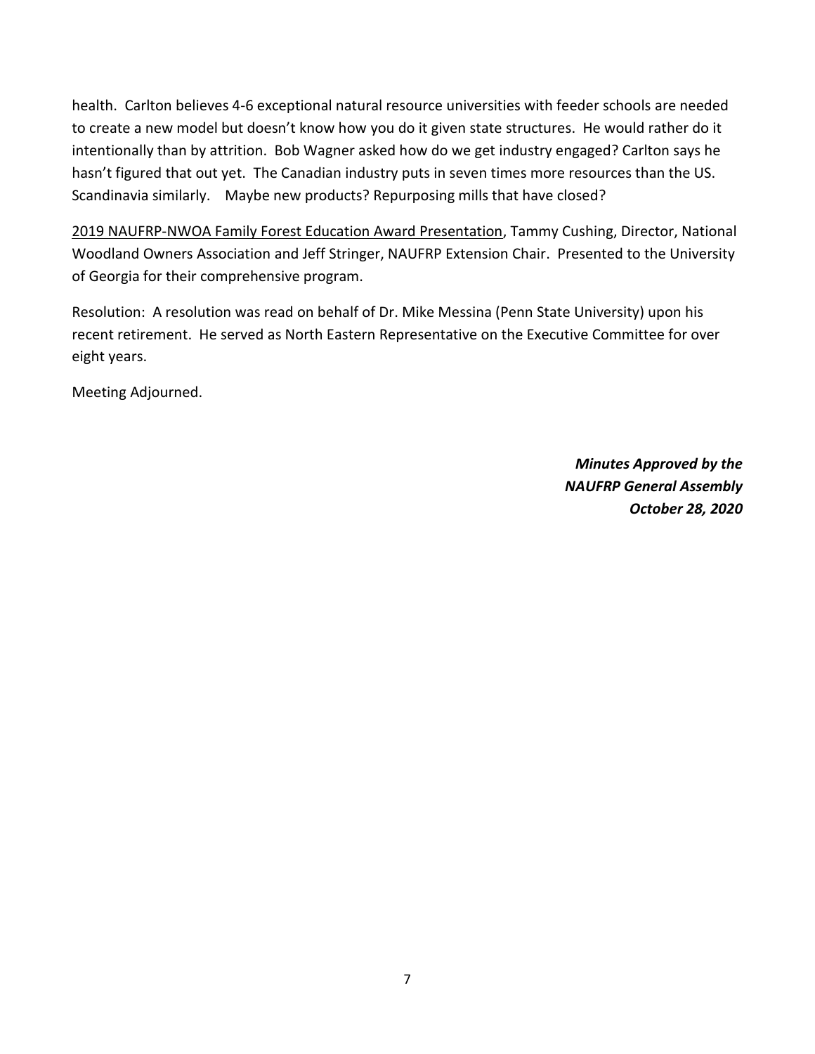health. Carlton believes 4-6 exceptional natural resource universities with feeder schools are needed to create a new model but doesn't know how you do it given state structures. He would rather do it intentionally than by attrition. Bob Wagner asked how do we get industry engaged? Carlton says he hasn't figured that out yet. The Canadian industry puts in seven times more resources than the US. Scandinavia similarly. Maybe new products? Repurposing mills that have closed?

<u>2019 NAUFRP-NWOA Family Forest Education Award Presentation</u>, Tammy Cushing, Director, National Woodland Owners Association and Jeff Stringer, NAUFRP Extension Chair. Presented to the University of Georgia for their comprehensive program.

Resolution: A resolution was read on behalf of Dr. Mike Messina (Penn State University) upon his recent retirement. He served as North Eastern Representative on the Executive Committee for over eight years.

Meeting Adjourned.

***Minutes Approved by the NAUFRP General Assembly October 28, 2020***